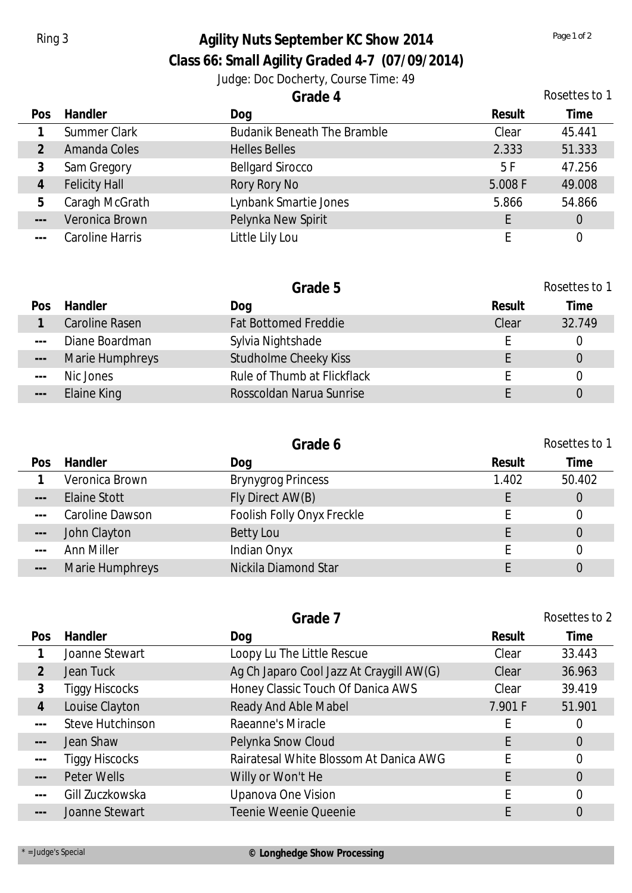Ring 3

# Agility Nuts September KC Show 2014

## Class 66: Small Agility Graded 4-7 (07/09/2014)

Judge: Doc Docherty, Course Time: 49

### Grade 4

Rosettes to 1

| Pos | Handler | Dog | Result | Time |
|---|---|---|---|---|
| 1 | Summer Clark | Budanik Beneath The Bramble | Clear | 45.441 |
| 2 | Amanda Coles | Helles Belles | 2.333 | 51.333 |
| 3 | Sam Gregory | Bellgard Sirocco | 5 F | 47.256 |
| 4 | Felicity Hall | Rory Rory No | 5.008 F | 49.008 |
| 5 | Caragh McGrath | Lynbank Smartie Jones | 5.866 | 54.866 |
| --- | Veronica Brown | Pelynka New Spirit | E | 0 |
| --- | Caroline Harris | Little Lily Lou | E | 0 |

### Grade 5

Rosettes to 1

| Pos | Handler | Dog | Result | Time |
|---|---|---|---|---|
| 1 | Caroline Rasen | Fat Bottomed Freddie | Clear | 32.749 |
| --- | Diane Boardman | Sylvia Nightshade | E | 0 |
| --- | Marie Humphreys | Studholme Cheeky Kiss | E | 0 |
| --- | Nic Jones | Rule of Thumb at Flickflack | E | 0 |
| --- | Elaine King | Rosscoldan Narua Sunrise | E | 0 |

### Grade 6

Rosettes to 1

| Pos | Handler | Dog | Result | Time |
|---|---|---|---|---|
| 1 | Veronica Brown | Brynygrog Princess | 1.402 | 50.402 |
| --- | Elaine Stott | Fly Direct AW(B) | E | 0 |
| --- | Caroline Dawson | Foolish Folly Onyx Freckle | E | 0 |
| --- | John Clayton | Betty Lou | E | 0 |
| --- | Ann Miller | Indian Onyx | E | 0 |
| --- | Marie Humphreys | Nickila Diamond Star | E | 0 |

### Grade 7

Rosettes to 2

| Pos | Handler | Dog | Result | Time |
|---|---|---|---|---|
| 1 | Joanne Stewart | Loopy Lu The Little Rescue | Clear | 33.443 |
| 2 | Jean Tuck | Ag Ch Japaro Cool Jazz At Craygill AW(G) | Clear | 36.963 |
| 3 | Tiggy Hiscocks | Honey Classic Touch Of Danica AWS | Clear | 39.419 |
| 4 | Louise Clayton | Ready And Able Mabel | 7.901 F | 51.901 |
| --- | Steve Hutchinson | Raeanne's Miracle | E | 0 |
| --- | Jean Shaw | Pelynka Snow Cloud | E | 0 |
| --- | Tiggy Hiscocks | Rairatesal White Blossom At Danica AWG | E | 0 |
| --- | Peter Wells | Willy or Won't He | E | 0 |
| --- | Gill Zuczkowska | Upanova One Vision | E | 0 |
| --- | Joanne Stewart | Teenie Weenie Queenie | E | 0 |

* = Judge's Special

**© Longhedge Show Processing**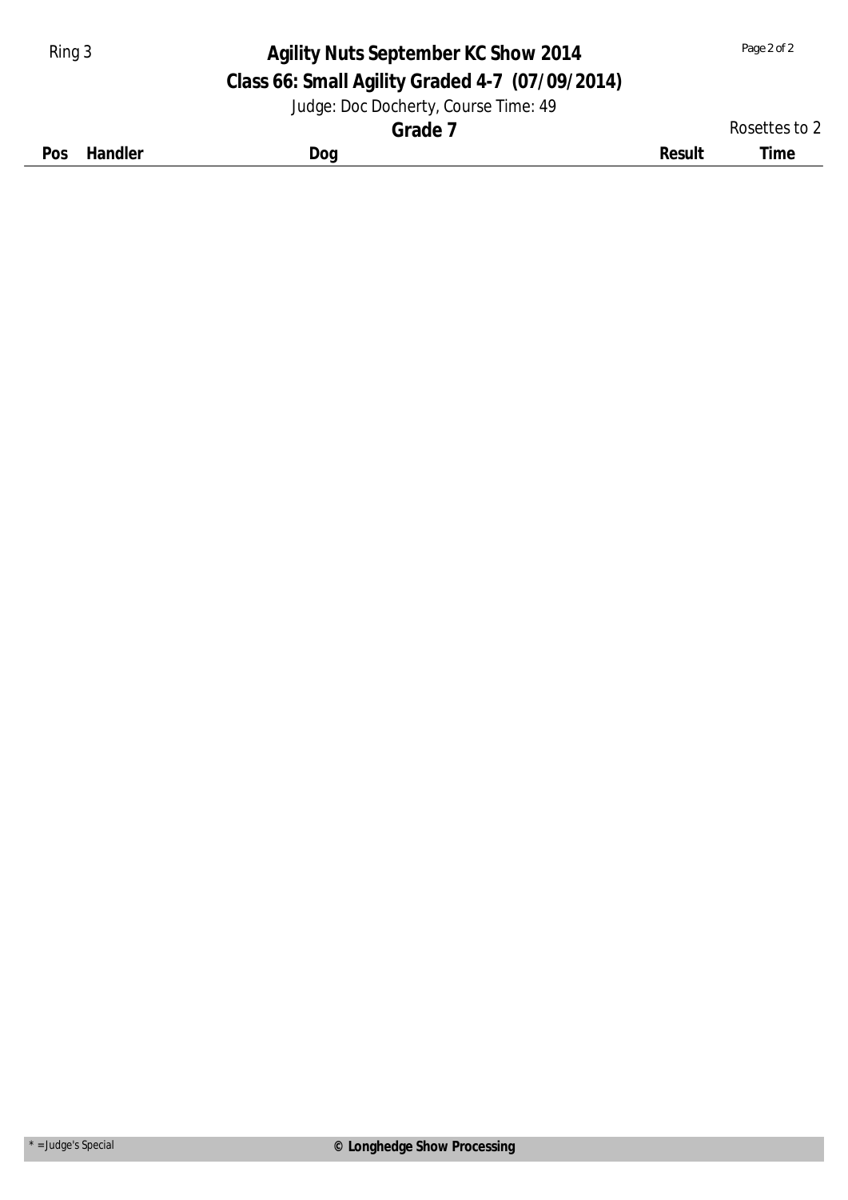Ring 3

# Agility Nuts September KC Show 2014

## Class 66: Small Agility Graded 4-7 (07/09/2014)

Judge: Doc Docherty, Course Time: 49

### Grade 7

Rosettes to 2

| Pos | Handler | Dog | Result | Time |
|---|---|---|---|---|

* = Judge's Special

**© Longhedge Show Processing**